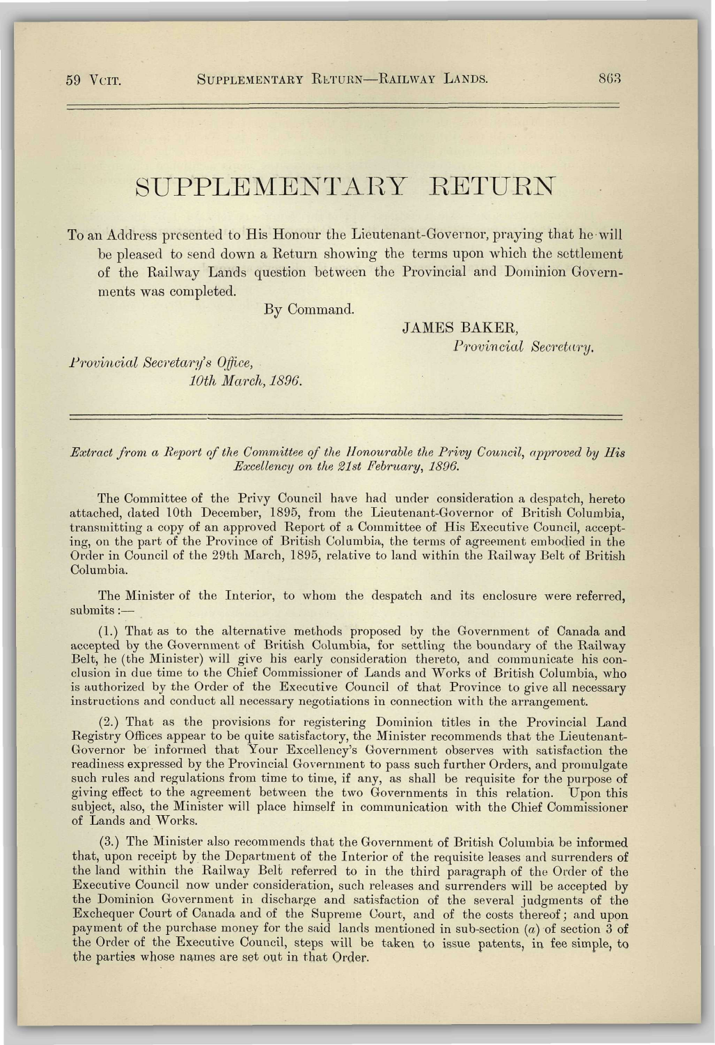# SUPPLEMENTARY RETURN

To an Address presented to His Honour the Lieutenant-Governor, praying that he will be pleased to send down a Return showing the terms upon which the settlement of the Railway Lands question between the Provincial and Dominion Governments was completed.

By Command.

JAMES BAKER,
*Provincial Secretary.*

*Provincial Secretary's Office,*
*10th March, 1896.*

---

*Extract from a Report of the Committee of the Honourable the Privy Council, approved by His Excellency on the 21st February, 1896.*

The Committee of the Privy Council have had under consideration a despatch, hereto attached, dated 10th December, 1895, from the Lieutenant-Governor of British Columbia, transmitting a copy of an approved Report of a Committee of His Executive Council, accepting, on the part of the Province of British Columbia, the terms of agreement embodied in the Order in Council of the 29th March, 1895, relative to land within the Railway Belt of British Columbia.

The Minister of the Interior, to whom the despatch and its enclosure were referred, submits :—

(1.) That as to the alternative methods proposed by the Government of Canada and accepted by the Government of British Columbia, for settling the boundary of the Railway Belt, he (the Minister) will give his early consideration thereto, and communicate his conclusion in due time to the Chief Commissioner of Lands and Works of British Columbia, who is authorized by the Order of the Executive Council of that Province to give all necessary instructions and conduct all necessary negotiations in connection with the arrangement.

(2.) That as the provisions for registering Dominion titles in the Provincial Land Registry Offices appear to be quite satisfactory, the Minister recommends that the Lieutenant-Governor be informed that Your Excellency's Government observes with satisfaction the readiness expressed by the Provincial Government to pass such further Orders, and promulgate such rules and regulations from time to time, if any, as shall be requisite for the purpose of giving effect to the agreement between the two Governments in this relation. Upon this subject, also, the Minister will place himself in communication with the Chief Commissioner of Lands and Works.

(3.) The Minister also recommends that the Government of British Columbia be informed that, upon receipt by the Department of the Interior of the requisite leases and surrenders of the land within the Railway Belt referred to in the third paragraph of the Order of the Executive Council now under consideration, such releases and surrenders will be accepted by the Dominion Government in discharge and satisfaction of the several judgments of the Exchequer Court of Canada and of the Supreme Court, and of the costs thereof; and upon payment of the purchase money for the said lands mentioned in sub-section (*a*) of section 3 of the Order of the Executive Council, steps will be taken to issue patents, in fee simple, to the parties whose names are set out in that Order.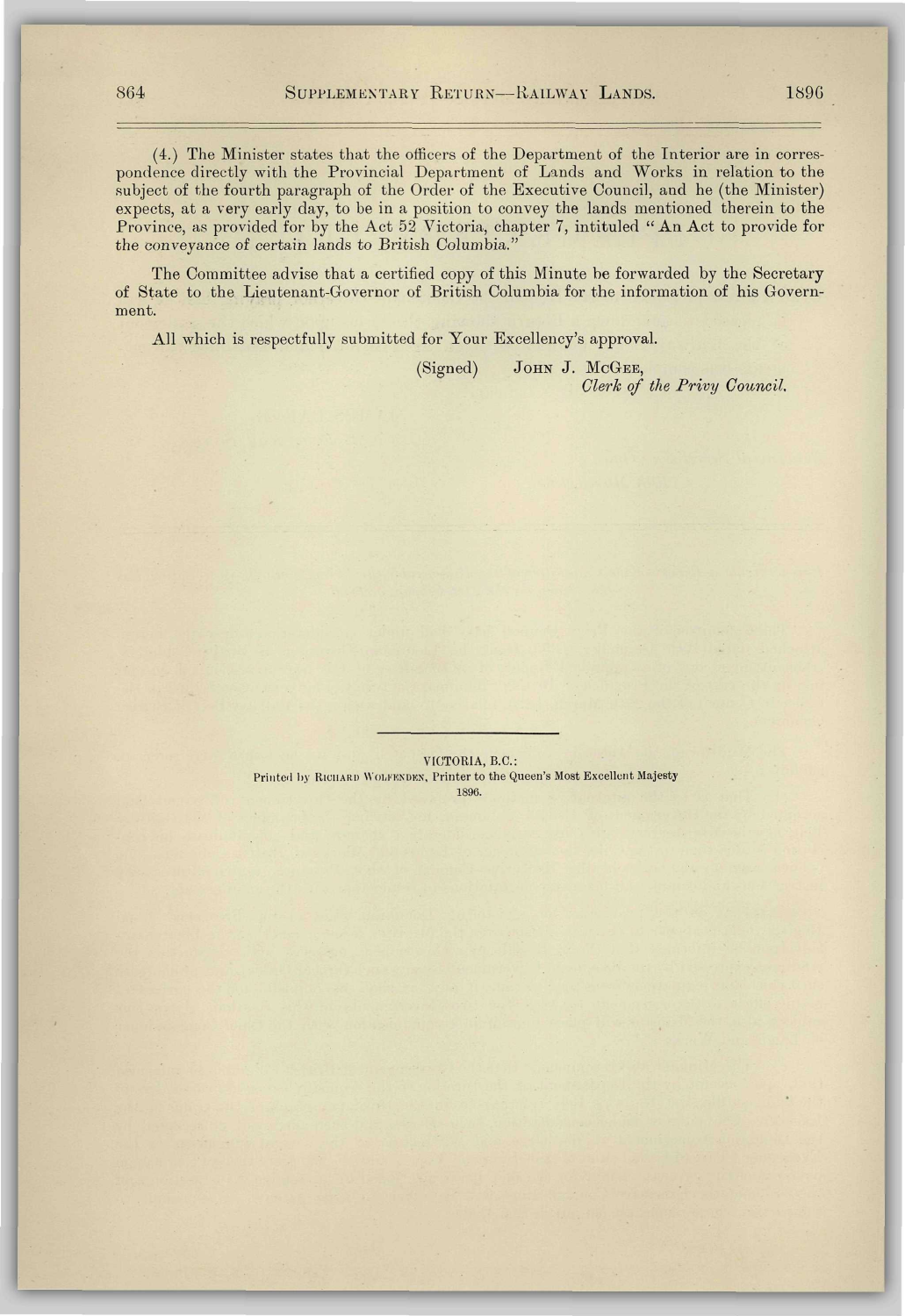(4.) The Minister states that the officers of the Department of the Interior are in correspondence directly with the Provincial Department of Lands and Works in relation to the subject of the fourth paragraph of the Order of the Executive Council, and he (the Minister) expects, at a very early day, to be in a position to convey the lands mentioned therein to the Province, as provided for by the Act 52 Victoria, chapter 7, intituled "An Act to provide for *the conveyance of certain lands to British Columbia.*"

The Committee advise that a certified copy of this Minute be forwarded by the Secretary of State to the Lieutenant-Governor of British Columbia for the information of his Government.

All which is respectfully submitted for Your Excellency's approval.

(Signed) JOHN J. McGEE,
*Clerk of the Privy Council.*

---

VICTORIA, B.C.:
Printed by RICHARD WOLFENDEN, Printer to the Queen's Most Excellent Majesty
1896.